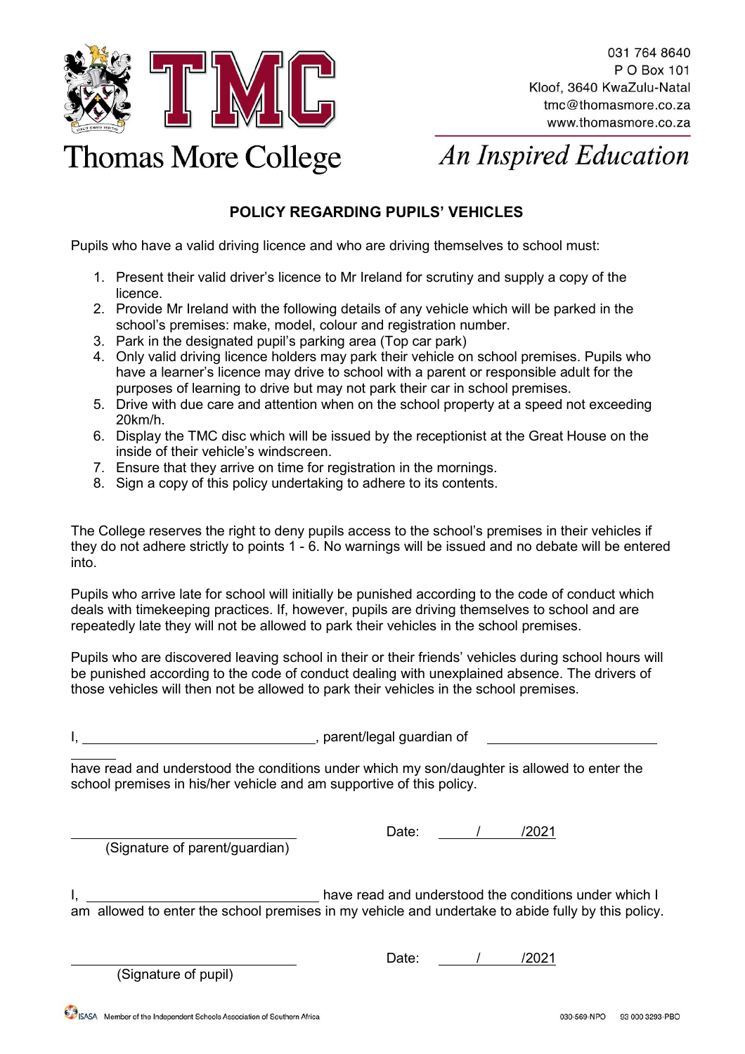Thomas More College

031 764 8640
P O Box 101
Kloof, 3640 KwaZulu-Natal
tmc@thomasmore.co.za
www.thomasmore.co.za

*An Inspired Education*

## POLICY REGARDING PUPILS' VEHICLES

Pupils who have a valid driving licence and who are driving themselves to school must:

1. Present their valid driver's licence to Mr Ireland for scrutiny and supply a copy of the licence.
2. Provide Mr Ireland with the following details of any vehicle which will be parked in the school's premises: make, model, colour and registration number.
3. Park in the designated pupil's parking area (Top car park)
4. Only valid driving licence holders may park their vehicle on school premises. Pupils who have a learner's licence may drive to school with a parent or responsible adult for the purposes of learning to drive but may not park their car in school premises.
5. Drive with due care and attention when on the school property at a speed not exceeding 20km/h.
6. Display the TMC disc which will be issued by the receptionist at the Great House on the inside of their vehicle's windscreen.
7. Ensure that they arrive on time for registration in the mornings.
8. Sign a copy of this policy undertaking to adhere to its contents.

The College reserves the right to deny pupils access to the school's premises in their vehicles if they do not adhere strictly to points 1 - 6. No warnings will be issued and no debate will be entered into.

Pupils who arrive late for school will initially be punished according to the code of conduct which deals with timekeeping practices. If, however, pupils are driving themselves to school and are repeatedly late they will not be allowed to park their vehicles in the school premises.

Pupils who are discovered leaving school in their or their friends' vehicles during school hours will be punished according to the code of conduct dealing with unexplained absence. The drivers of those vehicles will then not be allowed to park their vehicles in the school premises.

I, ______________________________, parent/legal guardian of ______________________________ have read and understood the conditions under which my son/daughter is allowed to enter the school premises in his/her vehicle and am supportive of this policy.

______________________________
(Signature of parent/guardian)

Date: ____/____/2021

I, ______________________________ have read and understood the conditions under which I am allowed to enter the school premises in my vehicle and undertake to abide fully by this policy.

______________________________
(Signature of pupil)

Date: ____/____/2021

ISASA Member of the Independent Schools Association of Southern Africa

030-569-NPO 93 000 3293-PBO